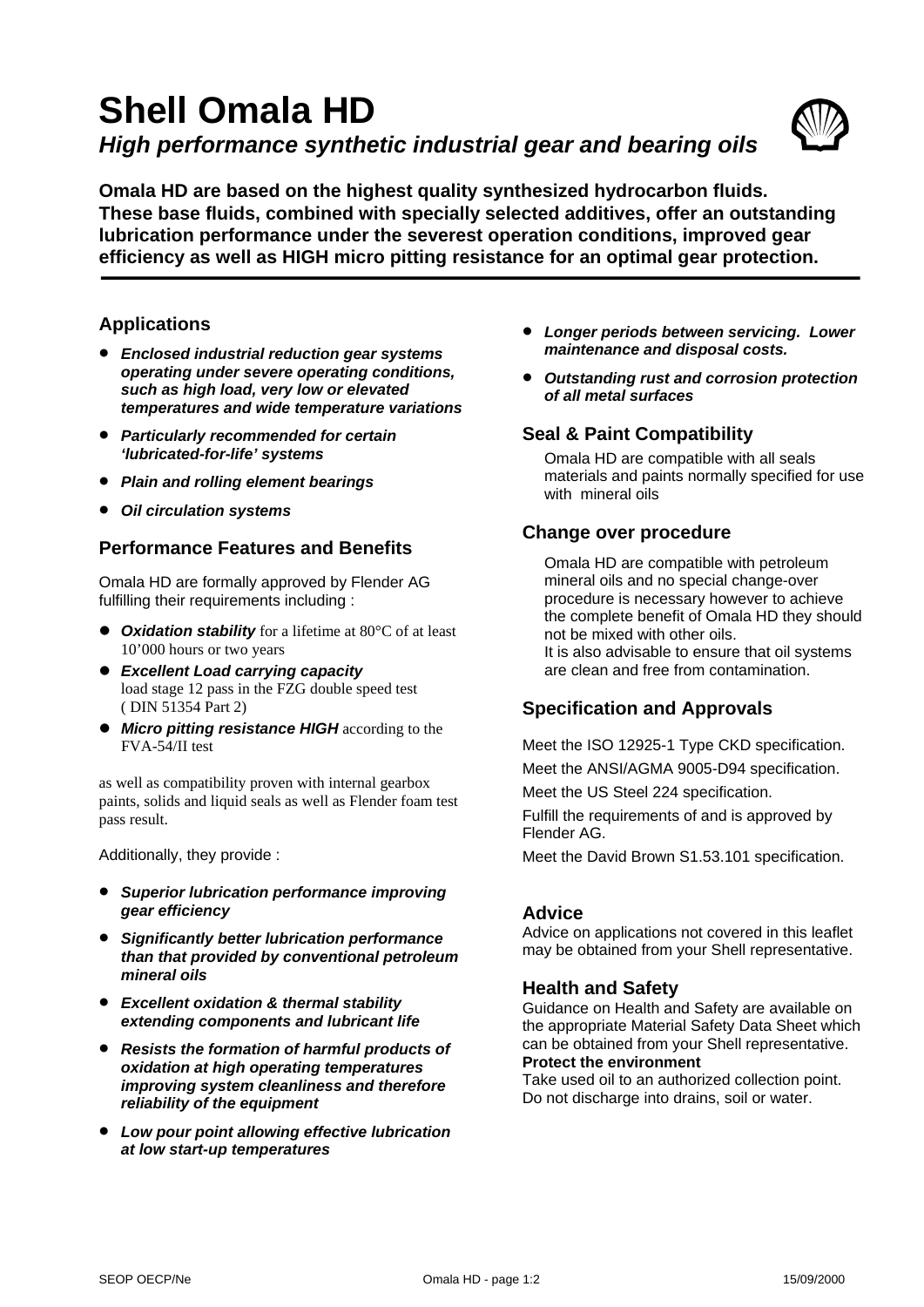# Shell Omala HD

## *High performance synthetic industrial gear and bearing oils*

**Omala HD are based on the highest quality synthesized hydrocarbon fluids. These base fluids, combined with specially selected additives, offer an outstanding lubrication performance under the severest operation conditions, improved gear efficiency as well as HIGH micro pitting resistance for an optimal gear protection.**

---

### Applications

- ***Enclosed industrial reduction gear systems operating under severe operating conditions, such as high load, very low or elevated temperatures and wide temperature variations***
- ***Particularly recommended for certain 'lubricated-for-life' systems***
- ***Plain and rolling element bearings***
- ***Oil circulation systems***

### Performance Features and Benefits

Omala HD are formally approved by Flender AG fulfilling their requirements including :

- ***Oxidation stability*** for a lifetime at 80°C of at least 10'000 hours or two years
- ***Excellent Load carrying capacity*** load stage 12 pass in the FZG double speed test ( DIN 51354 Part 2)
- ***Micro pitting resistance HIGH*** according to the FVA-54/II test

as well as compatibility proven with internal gearbox paints, solids and liquid seals as well as Flender foam test pass result.

Additionally, they provide :

- ***Superior lubrication performance improving gear efficiency***
- ***Significantly better lubrication performance than that provided by conventional petroleum mineral oils***
- ***Excellent oxidation & thermal stability extending components and lubricant life***
- ***Resists the formation of harmful products of oxidation at high operating temperatures improving system cleanliness and therefore reliability of the equipment***
- ***Low pour point allowing effective lubrication at low start-up temperatures***
- ***Longer periods between servicing. Lower maintenance and disposal costs.***
- ***Outstanding rust and corrosion protection of all metal surfaces***

### Seal & Paint Compatibility

Omala HD are compatible with all seals materials and paints normally specified for use with mineral oils

### Change over procedure

Omala HD are compatible with petroleum mineral oils and no special change-over procedure is necessary however to achieve the complete benefit of Omala HD they should not be mixed with other oils.
It is also advisable to ensure that oil systems are clean and free from contamination.

### Specification and Approvals

Meet the ISO 12925-1 Type CKD specification.

Meet the ANSI/AGMA 9005-D94 specification.

Meet the US Steel 224 specification.

Fulfill the requirements of and is approved by Flender AG.

Meet the David Brown S1.53.101 specification.

### Advice

Advice on applications not covered in this leaflet may be obtained from your Shell representative.

### Health and Safety

Guidance on Health and Safety are available on the appropriate Material Safety Data Sheet which can be obtained from your Shell representative.

**Protect the environment**

Take used oil to an authorized collection point. Do not discharge into drains, soil or water.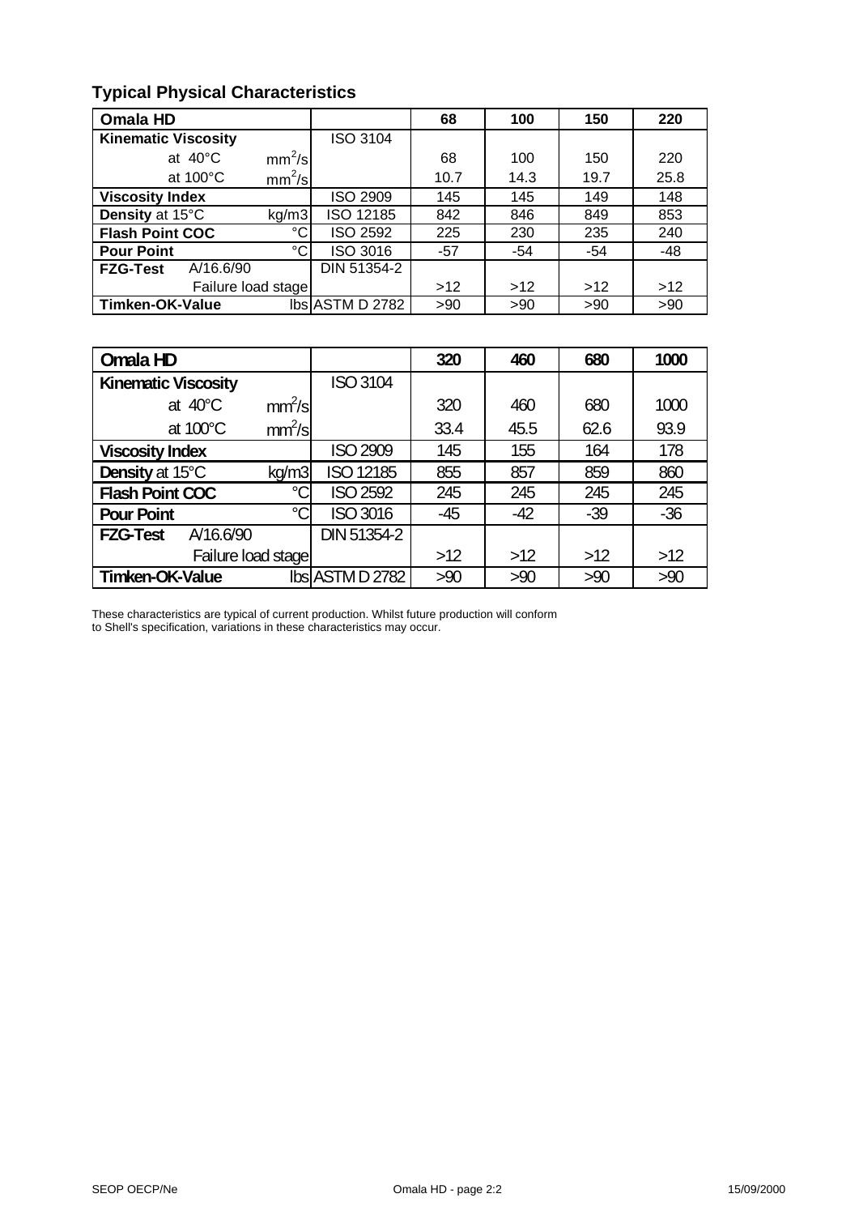## Typical Physical Characteristics

| Omala HD | | 68 | 100 | 150 | 220 |
|---|---|---|---|---|---|
| **Kinematic Viscosity** | ISO 3104 | | | | |
| at 40°C $mm^2/s$ | | 68 | 100 | 150 | 220 |
| at 100°C $mm^2/s$ | | 10.7 | 14.3 | 19.7 | 25.8 |
| **Viscosity Index** | ISO 2909 | 145 | 145 | 149 | 148 |
| **Density** at 15°C kg/m3 | ISO 12185 | 842 | 846 | 849 | 853 |
| **Flash Point COC** °C | ISO 2592 | 225 | 230 | 235 | 240 |
| **Pour Point** °C | ISO 3016 | -57 | -54 | -54 | -48 |
| **FZG-Test** A/16.6/90 | DIN 51354-2 | | | | |
| Failure load stage | | >12 | >12 | >12 | >12 |
| **Timken-OK-Value** lbs | ASTM D 2782 | >90 | >90 | >90 | >90 |

| Omala HD | | 320 | 460 | 680 | 1000 |
|---|---|---|---|---|---|
| **Kinematic Viscosity** | ISO 3104 | | | | |
| at 40°C $mm^2/s$ | | 320 | 460 | 680 | 1000 |
| at 100°C $mm^2/s$ | | 33.4 | 45.5 | 62.6 | 93.9 |
| **Viscosity Index** | ISO 2909 | 145 | 155 | 164 | 178 |
| **Density** at 15°C kg/m3 | ISO 12185 | 855 | 857 | 859 | 860 |
| **Flash Point COC** °C | ISO 2592 | 245 | 245 | 245 | 245 |
| **Pour Point** °C | ISO 3016 | -45 | -42 | -39 | -36 |
| **FZG-Test** A/16.6/90 | DIN 51354-2 | | | | |
| Failure load stage | | >12 | >12 | >12 | >12 |
| **Timken-OK-Value** lbs | ASTM D 2782 | >90 | >90 | >90 | >90 |

These characteristics are typical of current production. Whilst future production will conform to Shell's specification, variations in these characteristics may occur.